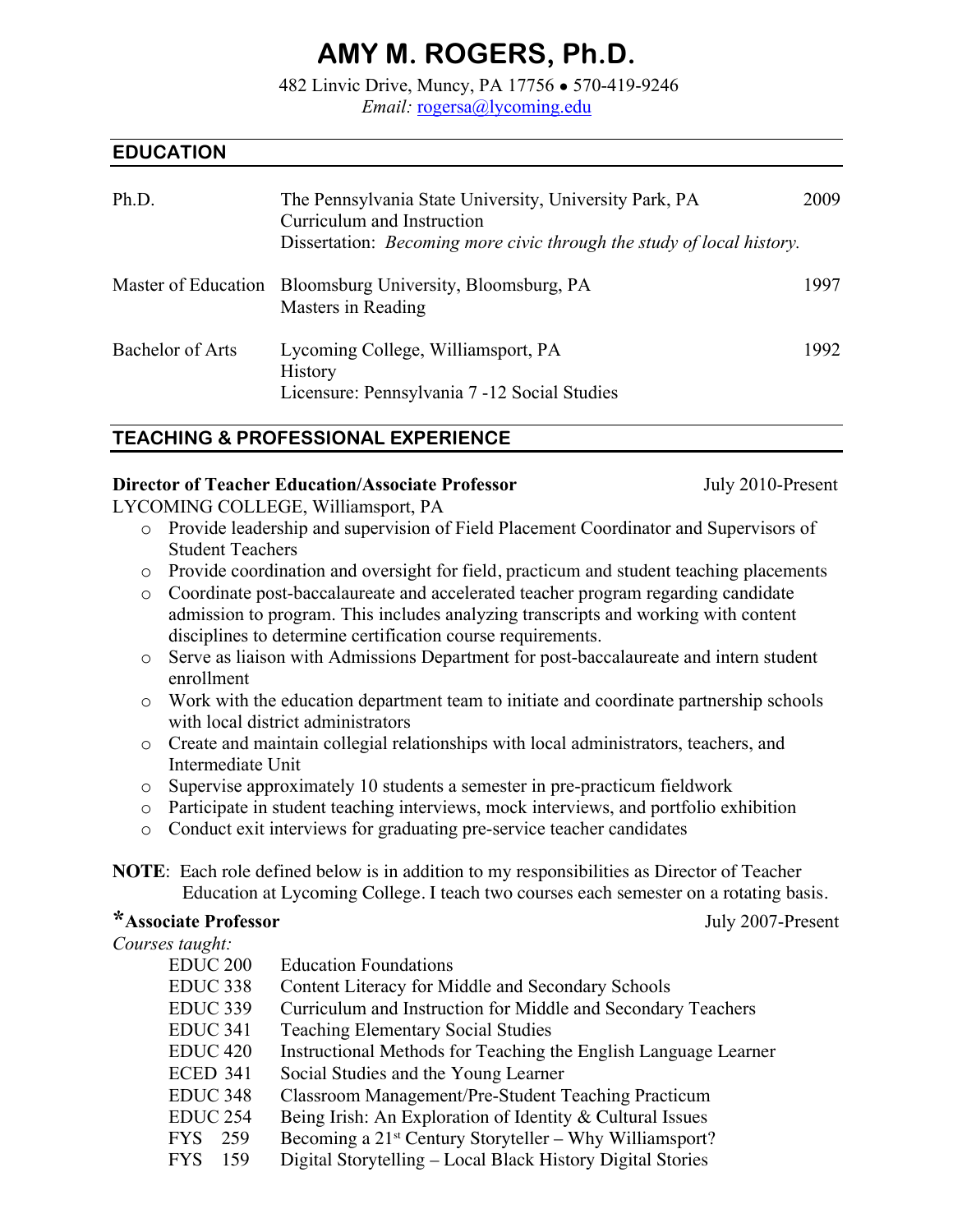# AMY M. ROGERS, Ph.D.

482 Linvic Drive, Muncy, PA 17756 • 570-419-9246
*Email:* rogersa@lycoming.edu

## EDUCATION

| | | |
|---|---|---|
| Ph.D. | The Pennsylvania State University, University Park, PA<br>Curriculum and Instruction<br>Dissertation: *Becoming more civic through the study of local history.* | 2009 |
| Master of Education | Bloomsburg University, Bloomsburg, PA<br>Masters in Reading | 1997 |
| Bachelor of Arts | Lycoming College, Williamsport, PA<br>History<br>Licensure: Pennsylvania 7 -12 Social Studies | 1992 |

## TEACHING & PROFESSIONAL EXPERIENCE

**Director of Teacher Education/Associate Professor** July 2010-Present
LYCOMING COLLEGE, Williamsport, PA

- Provide leadership and supervision of Field Placement Coordinator and Supervisors of Student Teachers
- Provide coordination and oversight for field, practicum and student teaching placements
- Coordinate post-baccalaureate and accelerated teacher program regarding candidate admission to program. This includes analyzing transcripts and working with content disciplines to determine certification course requirements.
- Serve as liaison with Admissions Department for post-baccalaureate and intern student enrollment
- Work with the education department team to initiate and coordinate partnership schools with local district administrators
- Create and maintain collegial relationships with local administrators, teachers, and Intermediate Unit
- Supervise approximately 10 students a semester in pre-practicum fieldwork
- Participate in student teaching interviews, mock interviews, and portfolio exhibition
- Conduct exit interviews for graduating pre-service teacher candidates

**NOTE**: Each role defined below is in addition to my responsibilities as Director of Teacher Education at Lycoming College. I teach two courses each semester on a rotating basis.

**\*Associate Professor** July 2007-Present

*Courses taught:*

| | |
|---|---|
| EDUC 200 | Education Foundations |
| EDUC 338 | Content Literacy for Middle and Secondary Schools |
| EDUC 339 | Curriculum and Instruction for Middle and Secondary Teachers |
| EDUC 341 | Teaching Elementary Social Studies |
| EDUC 420 | Instructional Methods for Teaching the English Language Learner |
| ECED 341 | Social Studies and the Young Learner |
| EDUC 348 | Classroom Management/Pre-Student Teaching Practicum |
| EDUC 254 | Being Irish: An Exploration of Identity & Cultural Issues |
| FYS 259 | Becoming a 21st Century Storyteller – Why Williamsport? |
| FYS 159 | Digital Storytelling – Local Black History Digital Stories |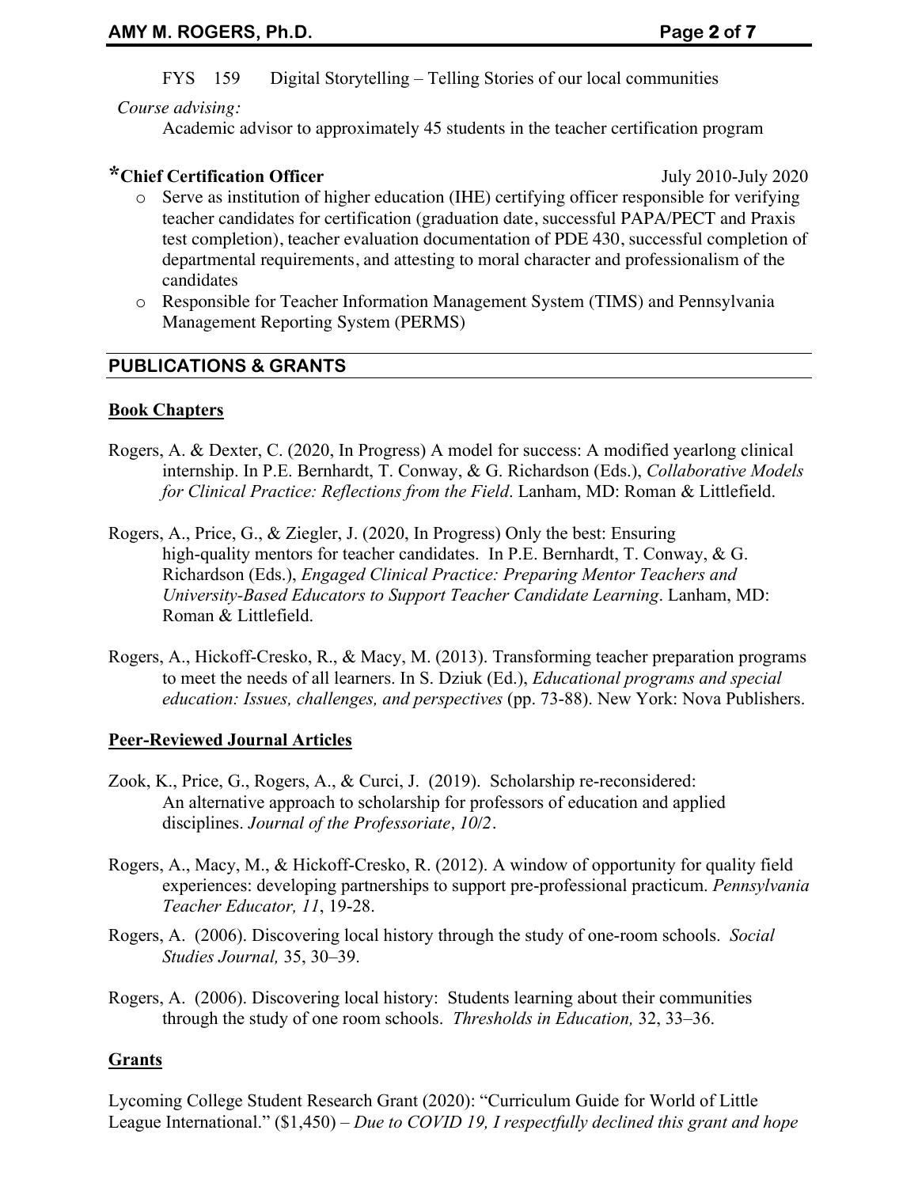FYS 159 Digital Storytelling – Telling Stories of our local communities

*Course advising:*

Academic advisor to approximately 45 students in the teacher certification program

***Chief Certification Officer** July 2010-July 2020

- Serve as institution of higher education (IHE) certifying officer responsible for verifying teacher candidates for certification (graduation date, successful PAPA/PECT and Praxis test completion), teacher evaluation documentation of PDE 430, successful completion of departmental requirements, and attesting to moral character and professionalism of the candidates
- Responsible for Teacher Information Management System (TIMS) and Pennsylvania Management Reporting System (PERMS)

## PUBLICATIONS & GRANTS

### Book Chapters

Rogers, A. & Dexter, C. (2020, In Progress) A model for success: A modified yearlong clinical internship. In P.E. Bernhardt, T. Conway, & G. Richardson (Eds.), *Collaborative Models for Clinical Practice: Reflections from the Field*. Lanham, MD: Roman & Littlefield.

Rogers, A., Price, G., & Ziegler, J. (2020, In Progress) Only the best: Ensuring high-quality mentors for teacher candidates. In P.E. Bernhardt, T. Conway, & G. Richardson (Eds.), *Engaged Clinical Practice: Preparing Mentor Teachers and University-Based Educators to Support Teacher Candidate Learning*. Lanham, MD: Roman & Littlefield.

Rogers, A., Hickoff-Cresko, R., & Macy, M. (2013). Transforming teacher preparation programs to meet the needs of all learners. In S. Dziuk (Ed.), *Educational programs and special education: Issues, challenges, and perspectives* (pp. 73-88). New York: Nova Publishers.

### Peer-Reviewed Journal Articles

Zook, K., Price, G., Rogers, A., & Curci, J. (2019). Scholarship re-reconsidered: An alternative approach to scholarship for professors of education and applied disciplines. *Journal of the Professoriate, 10/2*.

Rogers, A., Macy, M., & Hickoff-Cresko, R. (2012). A window of opportunity for quality field experiences: developing partnerships to support pre-professional practicum. *Pennsylvania Teacher Educator, 11*, 19-28.

Rogers, A. (2006). Discovering local history through the study of one-room schools. *Social Studies Journal,* 35, 30–39.

Rogers, A. (2006). Discovering local history: Students learning about their communities through the study of one room schools. *Thresholds in Education,* 32, 33–36.

### Grants

Lycoming College Student Research Grant (2020): "Curriculum Guide for World of Little League International." ($1,450) – *Due to COVID 19, I respectfully declined this grant and hope*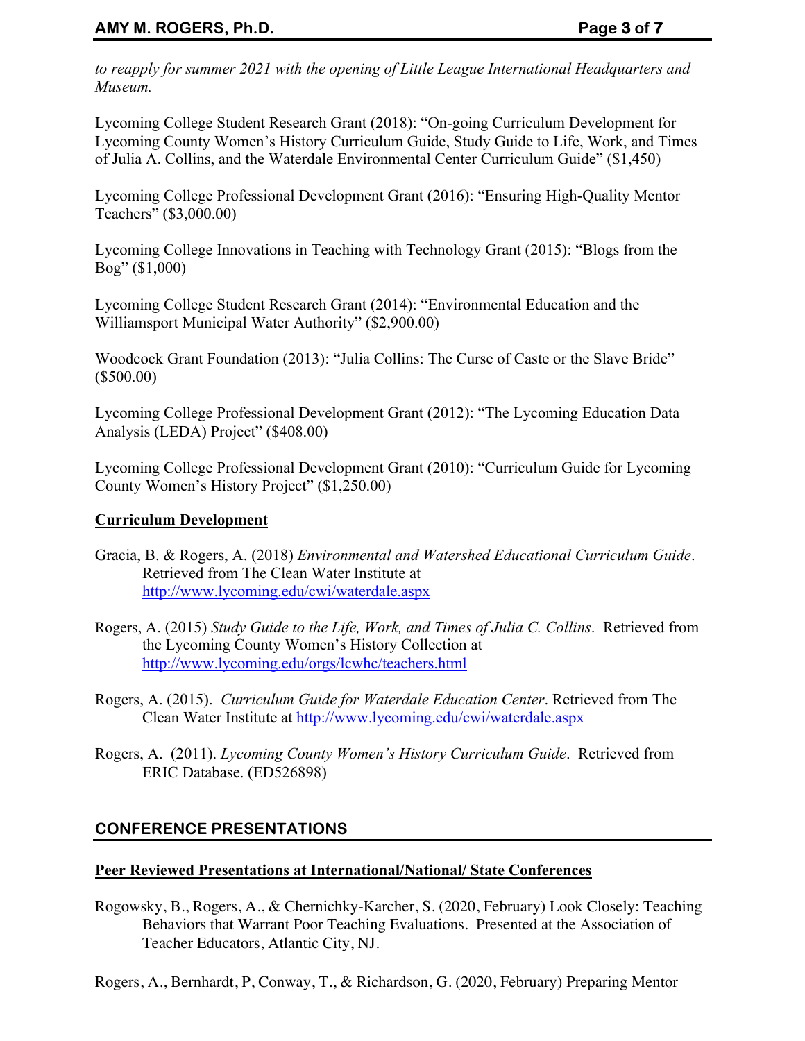*to reapply for summer 2021 with the opening of Little League International Headquarters and Museum.*

Lycoming College Student Research Grant (2018): "On-going Curriculum Development for Lycoming County Women's History Curriculum Guide, Study Guide to Life, Work, and Times of Julia A. Collins, and the Waterdale Environmental Center Curriculum Guide" ($1,450)

Lycoming College Professional Development Grant (2016): "Ensuring High-Quality Mentor Teachers" ($3,000.00)

Lycoming College Innovations in Teaching with Technology Grant (2015): "Blogs from the Bog" ($1,000)

Lycoming College Student Research Grant (2014): "Environmental Education and the Williamsport Municipal Water Authority" ($2,900.00)

Woodcock Grant Foundation (2013): "Julia Collins: The Curse of Caste or the Slave Bride" ($500.00)

Lycoming College Professional Development Grant (2012): "The Lycoming Education Data Analysis (LEDA) Project" ($408.00)

Lycoming College Professional Development Grant (2010): "Curriculum Guide for Lycoming County Women's History Project" ($1,250.00)

**Curriculum Development**

Gracia, B. & Rogers, A. (2018) *Environmental and Watershed Educational Curriculum Guide*. Retrieved from The Clean Water Institute at http://www.lycoming.edu/cwi/waterdale.aspx

Rogers, A. (2015) *Study Guide to the Life, Work, and Times of Julia C. Collins*. Retrieved from the Lycoming County Women's History Collection at http://www.lycoming.edu/orgs/lcwhc/teachers.html

Rogers, A. (2015). *Curriculum Guide for Waterdale Education Center*. Retrieved from The Clean Water Institute at http://www.lycoming.edu/cwi/waterdale.aspx

Rogers, A. (2011). *Lycoming County Women's History Curriculum Guide*. Retrieved from ERIC Database. (ED526898)

## CONFERENCE PRESENTATIONS

**Peer Reviewed Presentations at International/National/ State Conferences**

Rogowsky, B., Rogers, A., & Chernichky-Karcher, S. (2020, February) Look Closely: Teaching Behaviors that Warrant Poor Teaching Evaluations. Presented at the Association of Teacher Educators, Atlantic City, NJ.

Rogers, A., Bernhardt, P, Conway, T., & Richardson, G. (2020, February) Preparing Mentor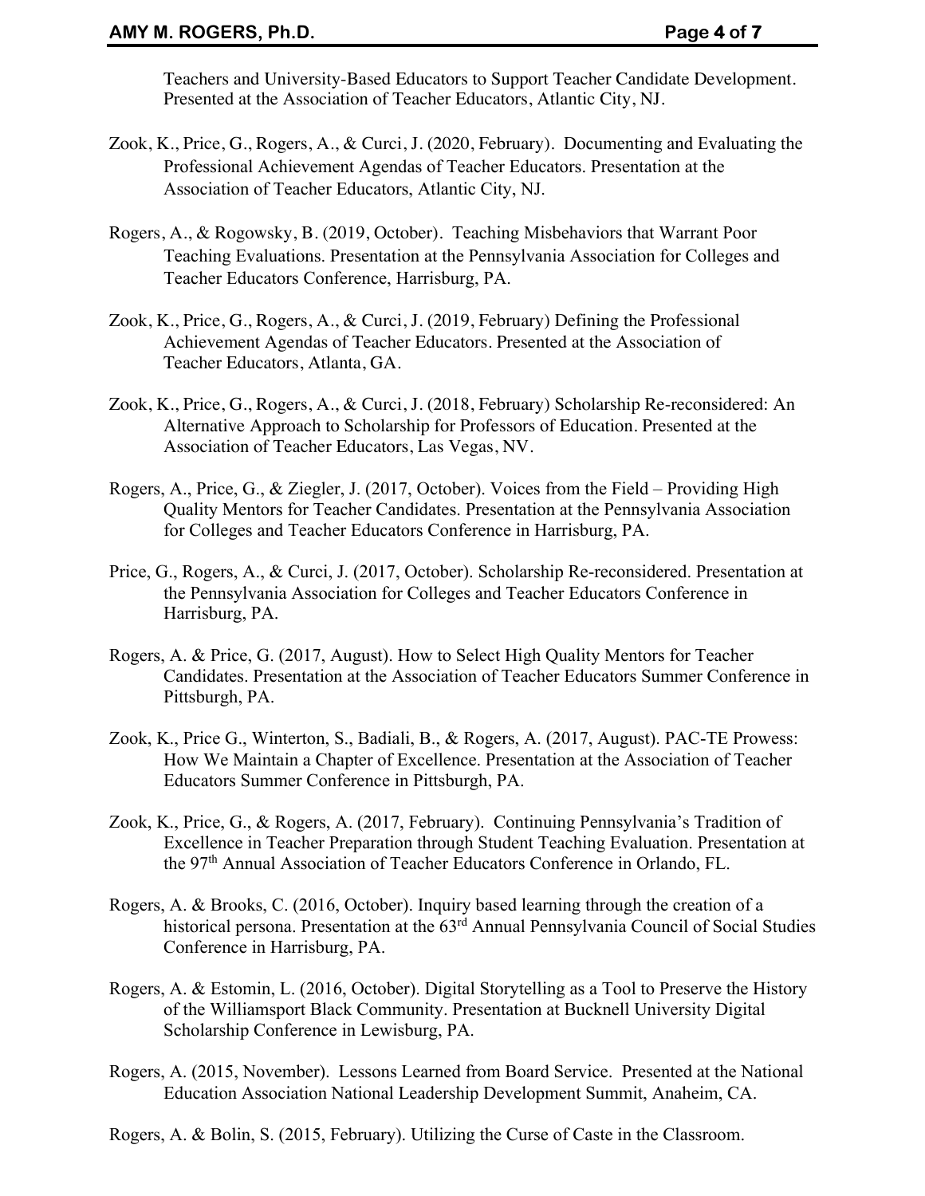Teachers and University-Based Educators to Support Teacher Candidate Development. Presented at the Association of Teacher Educators, Atlantic City, NJ.

Zook, K., Price, G., Rogers, A., & Curci, J. (2020, February). Documenting and Evaluating the Professional Achievement Agendas of Teacher Educators. Presentation at the Association of Teacher Educators, Atlantic City, NJ.

Rogers, A., & Rogowsky, B. (2019, October). Teaching Misbehaviors that Warrant Poor Teaching Evaluations. Presentation at the Pennsylvania Association for Colleges and Teacher Educators Conference, Harrisburg, PA.

Zook, K., Price, G., Rogers, A., & Curci, J. (2019, February) Defining the Professional Achievement Agendas of Teacher Educators. Presented at the Association of Teacher Educators, Atlanta, GA.

Zook, K., Price, G., Rogers, A., & Curci, J. (2018, February) Scholarship Re-reconsidered: An Alternative Approach to Scholarship for Professors of Education. Presented at the Association of Teacher Educators, Las Vegas, NV.

Rogers, A., Price, G., & Ziegler, J. (2017, October). Voices from the Field – Providing High Quality Mentors for Teacher Candidates. Presentation at the Pennsylvania Association for Colleges and Teacher Educators Conference in Harrisburg, PA.

Price, G., Rogers, A., & Curci, J. (2017, October). Scholarship Re-reconsidered. Presentation at the Pennsylvania Association for Colleges and Teacher Educators Conference in Harrisburg, PA.

Rogers, A. & Price, G. (2017, August). How to Select High Quality Mentors for Teacher Candidates. Presentation at the Association of Teacher Educators Summer Conference in Pittsburgh, PA.

Zook, K., Price G., Winterton, S., Badiali, B., & Rogers, A. (2017, August). PAC-TE Prowess: How We Maintain a Chapter of Excellence. Presentation at the Association of Teacher Educators Summer Conference in Pittsburgh, PA.

Zook, K., Price, G., & Rogers, A. (2017, February). Continuing Pennsylvania's Tradition of Excellence in Teacher Preparation through Student Teaching Evaluation. Presentation at the 97th Annual Association of Teacher Educators Conference in Orlando, FL.

Rogers, A. & Brooks, C. (2016, October). Inquiry based learning through the creation of a historical persona. Presentation at the 63rd Annual Pennsylvania Council of Social Studies Conference in Harrisburg, PA.

Rogers, A. & Estomin, L. (2016, October). Digital Storytelling as a Tool to Preserve the History of the Williamsport Black Community. Presentation at Bucknell University Digital Scholarship Conference in Lewisburg, PA.

Rogers, A. (2015, November). Lessons Learned from Board Service. Presented at the National Education Association National Leadership Development Summit, Anaheim, CA.

Rogers, A. & Bolin, S. (2015, February). Utilizing the Curse of Caste in the Classroom.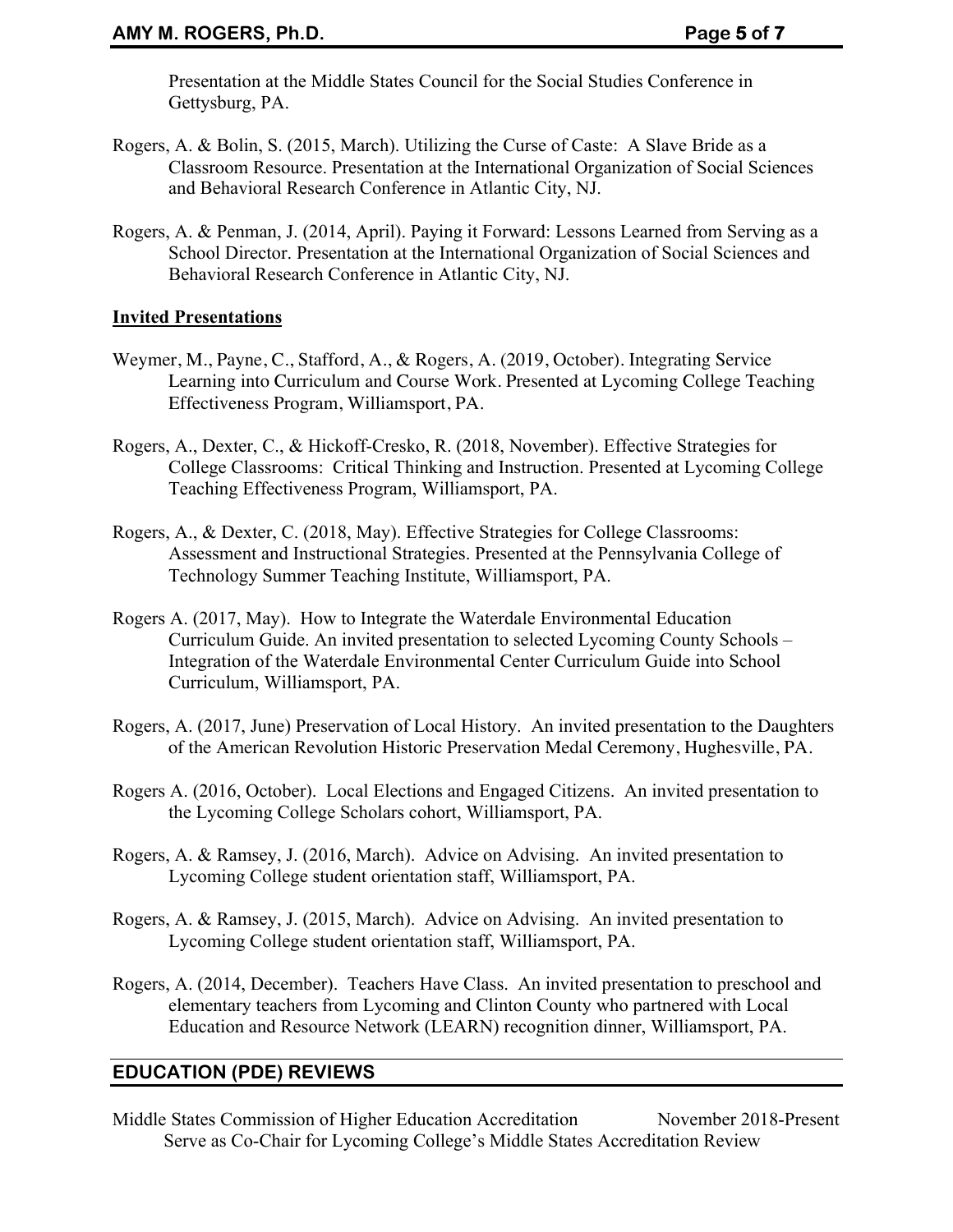Presentation at the Middle States Council for the Social Studies Conference in Gettysburg, PA.

Rogers, A. & Bolin, S. (2015, March). Utilizing the Curse of Caste: A Slave Bride as a Classroom Resource. Presentation at the International Organization of Social Sciences and Behavioral Research Conference in Atlantic City, NJ.

Rogers, A. & Penman, J. (2014, April). Paying it Forward: Lessons Learned from Serving as a School Director. Presentation at the International Organization of Social Sciences and Behavioral Research Conference in Atlantic City, NJ.

**Invited Presentations**

Weymer, M., Payne, C., Stafford, A., & Rogers, A. (2019, October). Integrating Service Learning into Curriculum and Course Work. Presented at Lycoming College Teaching Effectiveness Program, Williamsport, PA.

Rogers, A., Dexter, C., & Hickoff-Cresko, R. (2018, November). Effective Strategies for College Classrooms: Critical Thinking and Instruction. Presented at Lycoming College Teaching Effectiveness Program, Williamsport, PA.

Rogers, A., & Dexter, C. (2018, May). Effective Strategies for College Classrooms: Assessment and Instructional Strategies. Presented at the Pennsylvania College of Technology Summer Teaching Institute, Williamsport, PA.

Rogers A. (2017, May). How to Integrate the Waterdale Environmental Education Curriculum Guide. An invited presentation to selected Lycoming County Schools – Integration of the Waterdale Environmental Center Curriculum Guide into School Curriculum, Williamsport, PA.

Rogers, A. (2017, June) Preservation of Local History. An invited presentation to the Daughters of the American Revolution Historic Preservation Medal Ceremony, Hughesville, PA.

Rogers A. (2016, October). Local Elections and Engaged Citizens. An invited presentation to the Lycoming College Scholars cohort, Williamsport, PA.

Rogers, A. & Ramsey, J. (2016, March). Advice on Advising. An invited presentation to Lycoming College student orientation staff, Williamsport, PA.

Rogers, A. & Ramsey, J. (2015, March). Advice on Advising. An invited presentation to Lycoming College student orientation staff, Williamsport, PA.

Rogers, A. (2014, December). Teachers Have Class. An invited presentation to preschool and elementary teachers from Lycoming and Clinton County who partnered with Local Education and Resource Network (LEARN) recognition dinner, Williamsport, PA.

## EDUCATION (PDE) REVIEWS

Middle States Commission of Higher Education Accreditation — November 2018-Present

Serve as Co-Chair for Lycoming College's Middle States Accreditation Review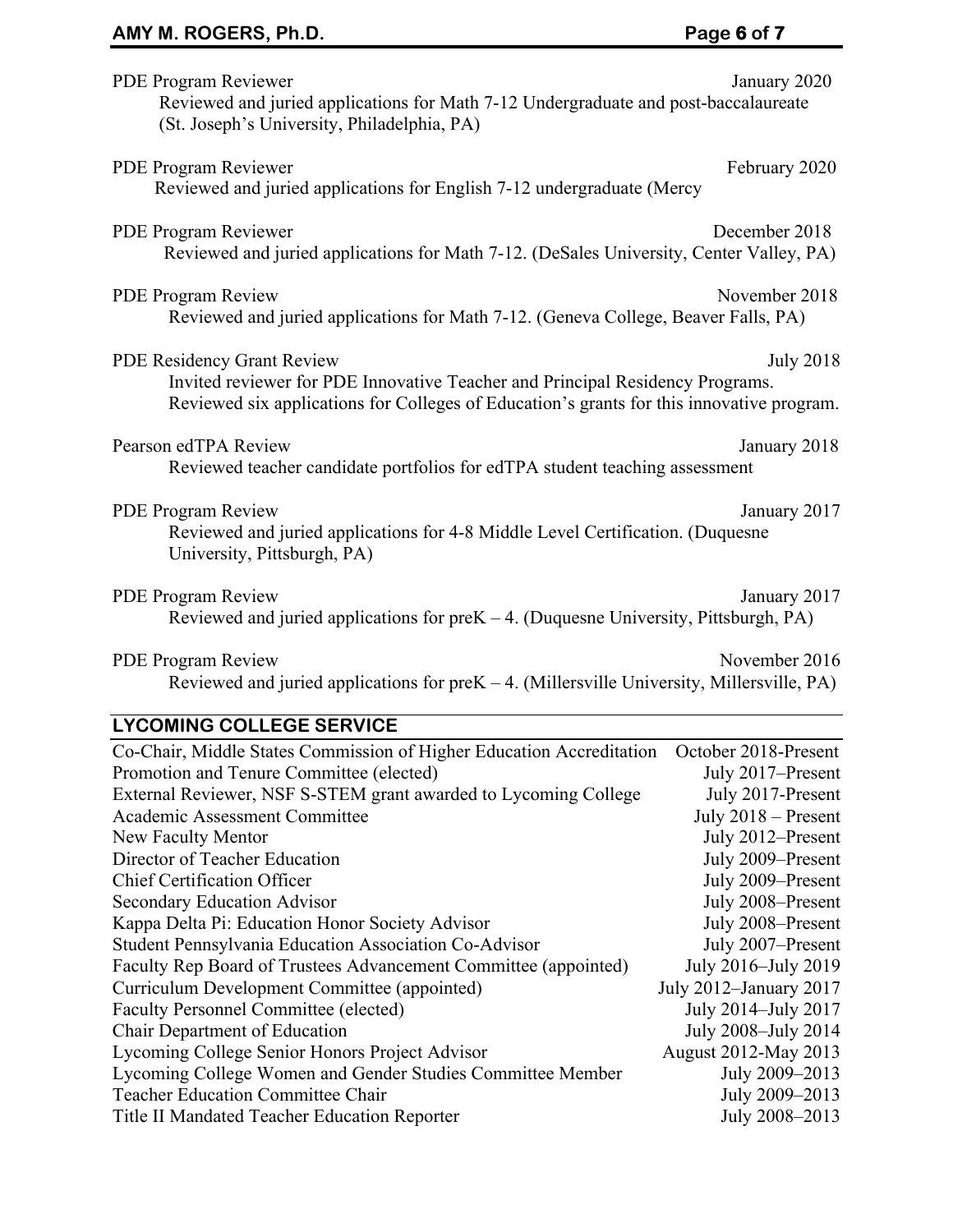PDE Program Reviewer — January 2020
Reviewed and juried applications for Math 7-12 Undergraduate and post-baccalaureate (St. Joseph's University, Philadelphia, PA)

PDE Program Reviewer — February 2020
Reviewed and juried applications for English 7-12 undergraduate (Mercy

PDE Program Reviewer — December 2018
Reviewed and juried applications for Math 7-12. (DeSales University, Center Valley, PA)

PDE Program Review — November 2018
Reviewed and juried applications for Math 7-12. (Geneva College, Beaver Falls, PA)

PDE Residency Grant Review — July 2018
Invited reviewer for PDE Innovative Teacher and Principal Residency Programs. Reviewed six applications for Colleges of Education's grants for this innovative program.

Pearson edTPA Review — January 2018
Reviewed teacher candidate portfolios for edTPA student teaching assessment

PDE Program Review — January 2017
Reviewed and juried applications for 4-8 Middle Level Certification. (Duquesne University, Pittsburgh, PA)

PDE Program Review — January 2017
Reviewed and juried applications for preK – 4. (Duquesne University, Pittsburgh, PA)

PDE Program Review — November 2016
Reviewed and juried applications for preK – 4. (Millersville University, Millersville, PA)

## LYCOMING COLLEGE SERVICE

| Role | Dates |
|---|---|
| Co-Chair, Middle States Commission of Higher Education Accreditation | October 2018-Present |
| Promotion and Tenure Committee (elected) | July 2017–Present |
| External Reviewer, NSF S-STEM grant awarded to Lycoming College | July 2017-Present |
| Academic Assessment Committee | July 2018 – Present |
| New Faculty Mentor | July 2012–Present |
| Director of Teacher Education | July 2009–Present |
| Chief Certification Officer | July 2009–Present |
| Secondary Education Advisor | July 2008–Present |
| Kappa Delta Pi: Education Honor Society Advisor | July 2008–Present |
| Student Pennsylvania Education Association Co-Advisor | July 2007–Present |
| Faculty Rep Board of Trustees Advancement Committee (appointed) | July 2016–July 2019 |
| Curriculum Development Committee (appointed) | July 2012–January 2017 |
| Faculty Personnel Committee (elected) | July 2014–July 2017 |
| Chair Department of Education | July 2008–July 2014 |
| Lycoming College Senior Honors Project Advisor | August 2012-May 2013 |
| Lycoming College Women and Gender Studies Committee Member | July 2009–2013 |
| Teacher Education Committee Chair | July 2009–2013 |
| Title II Mandated Teacher Education Reporter | July 2008–2013 |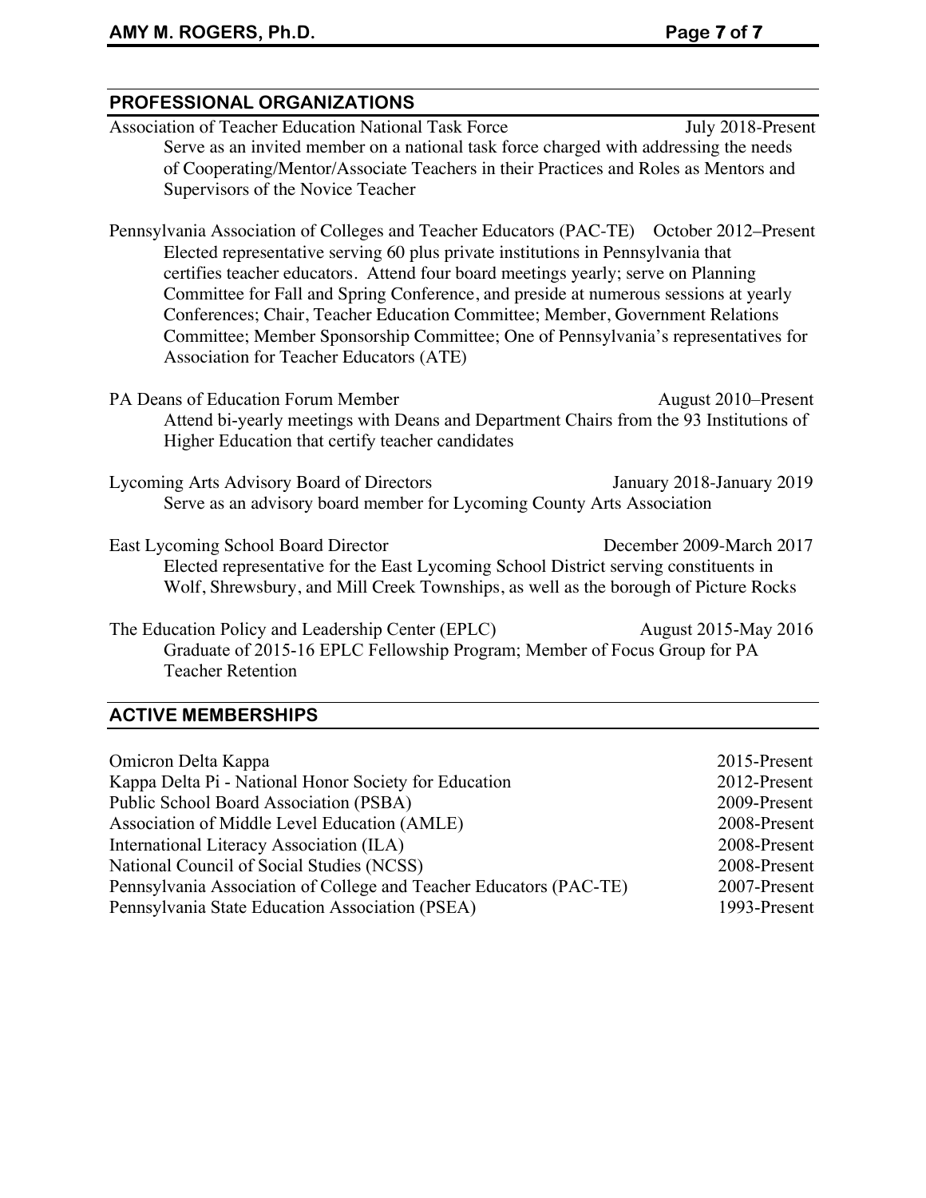## PROFESSIONAL ORGANIZATIONS

**Association of Teacher Education National Task Force** — July 2018-Present

Serve as an invited member on a national task force charged with addressing the needs of Cooperating/Mentor/Associate Teachers in their Practices and Roles as Mentors and Supervisors of the Novice Teacher

**Pennsylvania Association of Colleges and Teacher Educators (PAC-TE)** — October 2012–Present

Elected representative serving 60 plus private institutions in Pennsylvania that certifies teacher educators. Attend four board meetings yearly; serve on Planning Committee for Fall and Spring Conference, and preside at numerous sessions at yearly Conferences; Chair, Teacher Education Committee; Member, Government Relations Committee; Member Sponsorship Committee; One of Pennsylvania's representatives for Association for Teacher Educators (ATE)

**PA Deans of Education Forum Member** — August 2010–Present

Attend bi-yearly meetings with Deans and Department Chairs from the 93 Institutions of Higher Education that certify teacher candidates

**Lycoming Arts Advisory Board of Directors** — January 2018-January 2019

Serve as an advisory board member for Lycoming County Arts Association

**East Lycoming School Board Director** — December 2009-March 2017

Elected representative for the East Lycoming School District serving constituents in Wolf, Shrewsbury, and Mill Creek Townships, as well as the borough of Picture Rocks

**The Education Policy and Leadership Center (EPLC)** — August 2015-May 2016

Graduate of 2015-16 EPLC Fellowship Program; Member of Focus Group for PA Teacher Retention

## ACTIVE MEMBERSHIPS

| | |
|---|---|
| Omicron Delta Kappa | 2015-Present |
| Kappa Delta Pi - National Honor Society for Education | 2012-Present |
| Public School Board Association (PSBA) | 2009-Present |
| Association of Middle Level Education (AMLE) | 2008-Present |
| International Literacy Association (ILA) | 2008-Present |
| National Council of Social Studies (NCSS) | 2008-Present |
| Pennsylvania Association of College and Teacher Educators (PAC-TE) | 2007-Present |
| Pennsylvania State Education Association (PSEA) | 1993-Present |